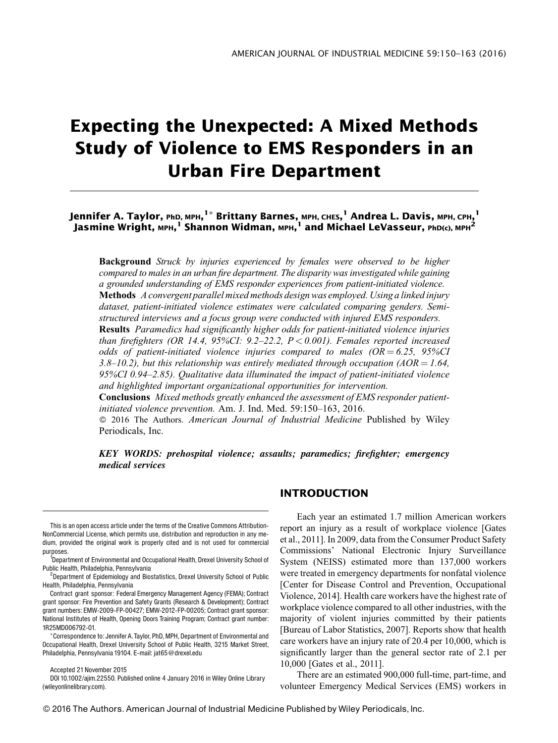# Expecting the Unexpected: A Mixed Methods Study of Violence to EMS Responders in an Urban Fire Department

**Jennifer A. Taylor, PhD, MPH,[1]* Brittany Barnes, MPH, CHES,[1] Andrea L. Davis, MPH, CPH,[1] Jasmine Wright, MPH,[1] Shannon Widman, MPH,[1] and Michael LeVasseur, PhD(c), MPH[2]**

**Background** *Struck by injuries experienced by females were observed to be higher compared to males in an urban fire department. The disparity was investigated while gaining a grounded understanding of EMS responder experiences from patient-initiated violence.*
**Methods** *A convergent parallel mixed methods design was employed. Using a linked injury dataset, patient-initiated violence estimates were calculated comparing genders. Semi-structured interviews and a focus group were conducted with injured EMS responders.*
**Results** *Paramedics had significantly higher odds for patient-initiated violence injuries than firefighters (OR 14.4, 95%CI: 9.2–22.2, $P < 0.001$). Females reported increased odds of patient-initiated violence injuries compared to males (OR = 6.25, 95%CI 3.8–10.2), but this relationship was entirely mediated through occupation (AOR = 1.64, 95%CI 0.94–2.85). Qualitative data illuminated the impact of patient-initiated violence and highlighted important organizational opportunities for intervention.*
**Conclusions** *Mixed methods greatly enhanced the assessment of EMS responder patient-initiated violence prevention.* Am. J. Ind. Med. 59:150–163, 2016.
© 2016 The Authors. *American Journal of Industrial Medicine* Published by Wiley Periodicals, Inc.

***KEY WORDS: prehospital violence; assaults; paramedics; firefighter; emergency medical services***

## INTRODUCTION

Each year an estimated 1.7 million American workers report an injury as a result of workplace violence [Gates et al., 2011]. In 2009, data from the Consumer Product Safety Commissions' National Electronic Injury Surveillance System (NEISS) estimated more than 137,000 workers were treated in emergency departments for nonfatal violence [Center for Disease Control and Prevention, Occupational Violence, 2014]. Health care workers have the highest rate of workplace violence compared to all other industries, with the majority of violent injuries committed by their patients [Bureau of Labor Statistics, 2007]. Reports show that health care workers have an injury rate of 20.4 per 10,000, which is significantly larger than the general sector rate of 2.1 per 10,000 [Gates et al., 2011].

There are an estimated 900,000 full-time, part-time, and volunteer Emergency Medical Services (EMS) workers in

---

This is an open access article under the terms of the Creative Commons Attribution-NonCommercial License, which permits use, distribution and reproduction in any medium, provided the original work is properly cited and is not used for commercial purposes.

[1] Department of Environmental and Occupational Health, Drexel University School of Public Health, Philadelphia, Pennsylvania

[2] Department of Epidemiology and Biostatistics, Drexel University School of Public Health, Philadelphia, Pennsylvania

Contract grant sponsor: Federal Emergency Management Agency (FEMA); Contract grant sponsor: Fire Prevention and Safety Grants (Research & Development); Contract grant numbers: EMW-2009-FP-00427; EMW-2012-FP-00205; Contract grant sponsor: National Institutes of Health, Opening Doors Training Program; Contract grant number: 1R25MD006792-01.

*Correspondence to: Jennifer A. Taylor, PhD, MPH, Department of Environmental and Occupational Health, Drexel University School of Public Health, 3215 Market Street, Philadelphia, Pennsylvania 19104. E-mail: jat65@drexel.edu

Accepted 21 November 2015

DOI 10.1002/ajim.22550. Published online 4 January 2016 in Wiley Online Library (wileyonlinelibrary.com).

© 2016 The Authors. American Journal of Industrial Medicine Published by Wiley Periodicals, Inc.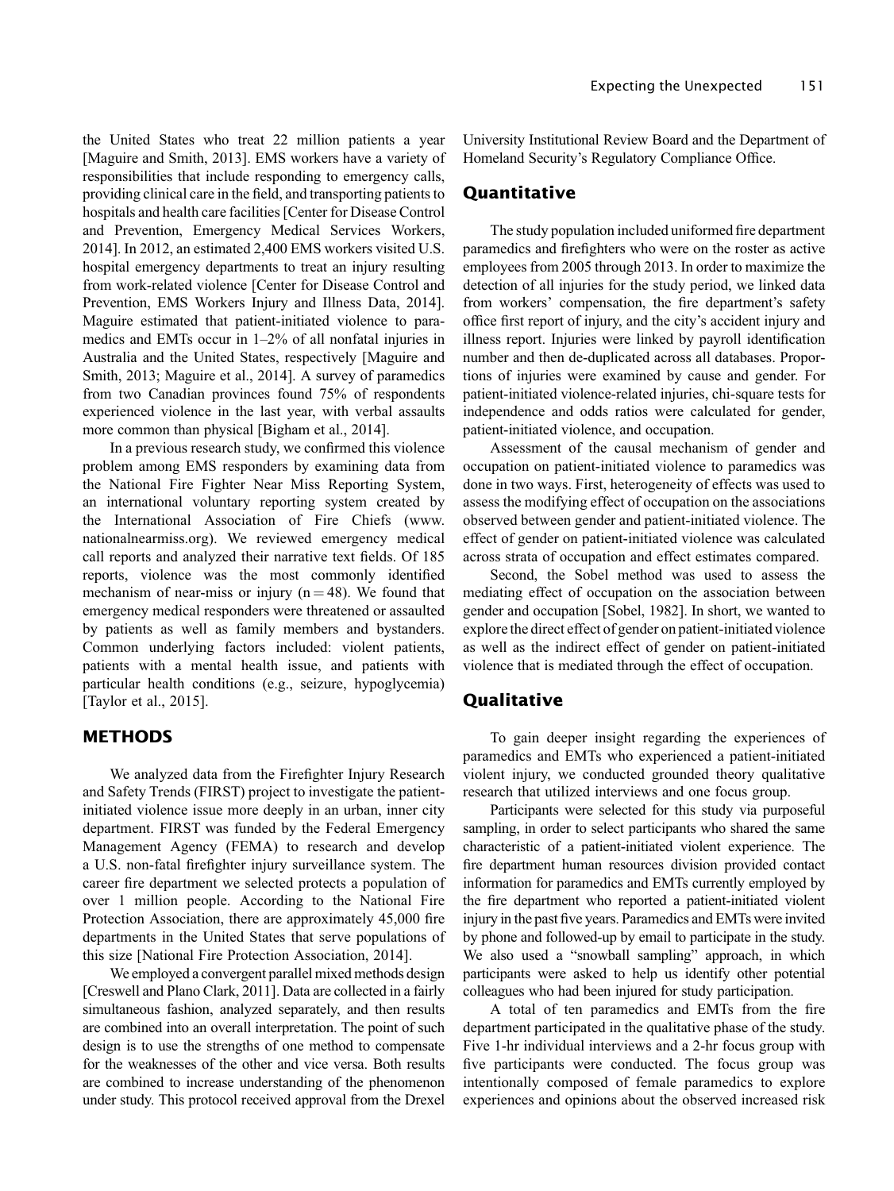the United States who treat 22 million patients a year [Maguire and Smith, 2013]. EMS workers have a variety of responsibilities that include responding to emergency calls, providing clinical care in the field, and transporting patients to hospitals and health care facilities [Center for Disease Control and Prevention, Emergency Medical Services Workers, 2014]. In 2012, an estimated 2,400 EMS workers visited U.S. hospital emergency departments to treat an injury resulting from work-related violence [Center for Disease Control and Prevention, EMS Workers Injury and Illness Data, 2014]. Maguire estimated that patient-initiated violence to paramedics and EMTs occur in 1–2% of all nonfatal injuries in Australia and the United States, respectively [Maguire and Smith, 2013; Maguire et al., 2014]. A survey of paramedics from two Canadian provinces found 75% of respondents experienced violence in the last year, with verbal assaults more common than physical [Bigham et al., 2014].

In a previous research study, we confirmed this violence problem among EMS responders by examining data from the National Fire Fighter Near Miss Reporting System, an international voluntary reporting system created by the International Association of Fire Chiefs (www.nationalnearmiss.org). We reviewed emergency medical call reports and analyzed their narrative text fields. Of 185 reports, violence was the most commonly identified mechanism of near-miss or injury (n = 48). We found that emergency medical responders were threatened or assaulted by patients as well as family members and bystanders. Common underlying factors included: violent patients, patients with a mental health issue, and patients with particular health conditions (e.g., seizure, hypoglycemia) [Taylor et al., 2015].

## METHODS

We analyzed data from the Firefighter Injury Research and Safety Trends (FIRST) project to investigate the patient-initiated violence issue more deeply in an urban, inner city department. FIRST was funded by the Federal Emergency Management Agency (FEMA) to research and develop a U.S. non-fatal firefighter injury surveillance system. The career fire department we selected protects a population of over 1 million people. According to the National Fire Protection Association, there are approximately 45,000 fire departments in the United States that serve populations of this size [National Fire Protection Association, 2014].

We employed a convergent parallel mixed methods design [Creswell and Plano Clark, 2011]. Data are collected in a fairly simultaneous fashion, analyzed separately, and then results are combined into an overall interpretation. The point of such design is to use the strengths of one method to compensate for the weaknesses of the other and vice versa. Both results are combined to increase understanding of the phenomenon under study. This protocol received approval from the Drexel University Institutional Review Board and the Department of Homeland Security's Regulatory Compliance Office.

### Quantitative

The study population included uniformed fire department paramedics and firefighters who were on the roster as active employees from 2005 through 2013. In order to maximize the detection of all injuries for the study period, we linked data from workers' compensation, the fire department's safety office first report of injury, and the city's accident injury and illness report. Injuries were linked by payroll identification number and then de-duplicated across all databases. Proportions of injuries were examined by cause and gender. For patient-initiated violence-related injuries, chi-square tests for independence and odds ratios were calculated for gender, patient-initiated violence, and occupation.

Assessment of the causal mechanism of gender and occupation on patient-initiated violence to paramedics was done in two ways. First, heterogeneity of effects was used to assess the modifying effect of occupation on the associations observed between gender and patient-initiated violence. The effect of gender on patient-initiated violence was calculated across strata of occupation and effect estimates compared.

Second, the Sobel method was used to assess the mediating effect of occupation on the association between gender and occupation [Sobel, 1982]. In short, we wanted to explore the direct effect of gender on patient-initiated violence as well as the indirect effect of gender on patient-initiated violence that is mediated through the effect of occupation.

### Qualitative

To gain deeper insight regarding the experiences of paramedics and EMTs who experienced a patient-initiated violent injury, we conducted grounded theory qualitative research that utilized interviews and one focus group.

Participants were selected for this study via purposeful sampling, in order to select participants who shared the same characteristic of a patient-initiated violent experience. The fire department human resources division provided contact information for paramedics and EMTs currently employed by the fire department who reported a patient-initiated violent injury in the past five years. Paramedics and EMTs were invited by phone and followed-up by email to participate in the study. We also used a "snowball sampling" approach, in which participants were asked to help us identify other potential colleagues who had been injured for study participation.

A total of ten paramedics and EMTs from the fire department participated in the qualitative phase of the study. Five 1-hr individual interviews and a 2-hr focus group with five participants were conducted. The focus group was intentionally composed of female paramedics to explore experiences and opinions about the observed increased risk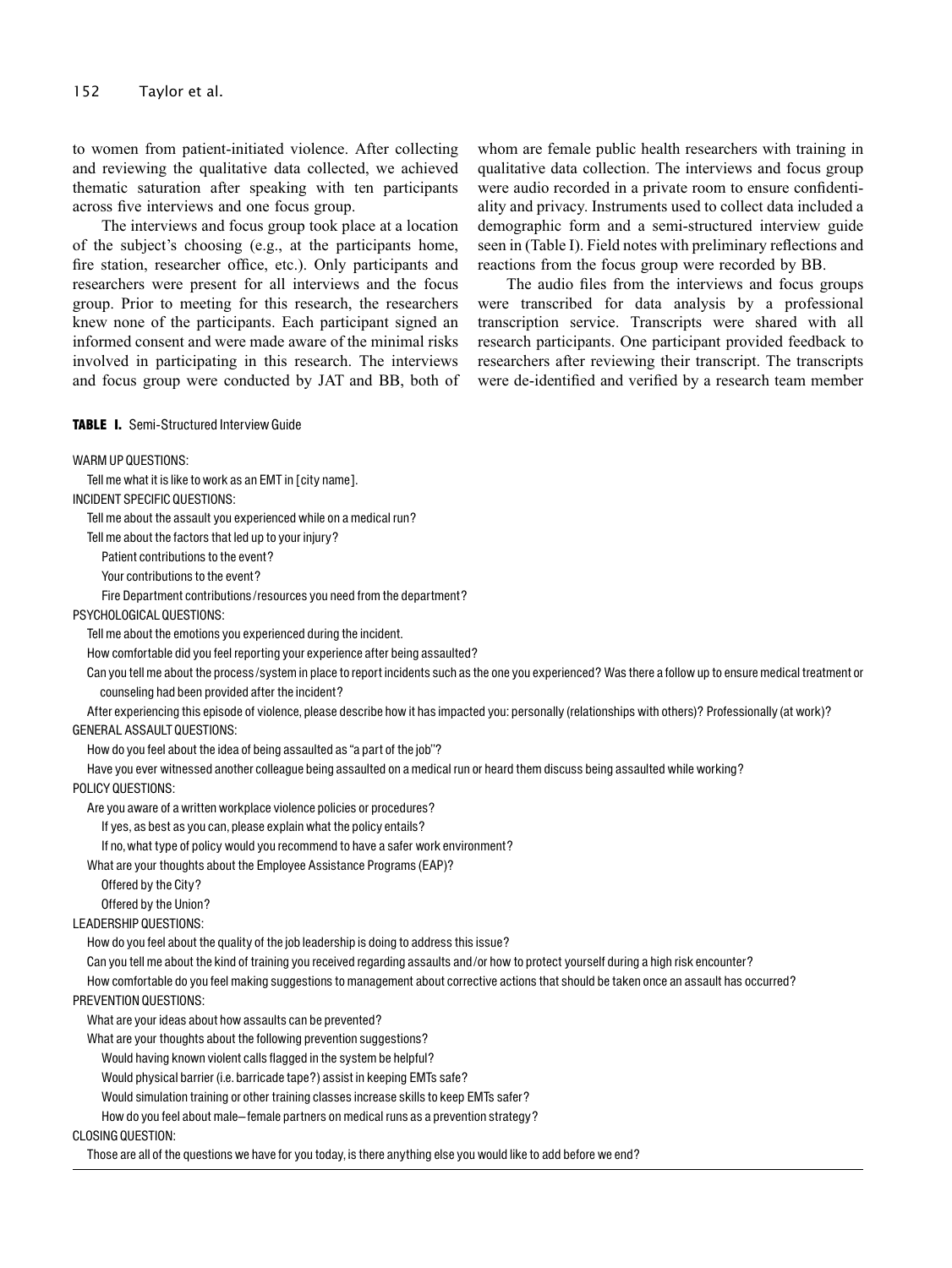to women from patient-initiated violence. After collecting and reviewing the qualitative data collected, we achieved thematic saturation after speaking with ten participants across five interviews and one focus group.

The interviews and focus group took place at a location of the subject's choosing (e.g., at the participants home, fire station, researcher office, etc.). Only participants and researchers were present for all interviews and the focus group. Prior to meeting for this research, the researchers knew none of the participants. Each participant signed an informed consent and were made aware of the minimal risks involved in participating in this research. The interviews and focus group were conducted by JAT and BB, both of whom are female public health researchers with training in qualitative data collection. The interviews and focus group were audio recorded in a private room to ensure confidentiality and privacy. Instruments used to collect data included a demographic form and a semi-structured interview guide seen in (Table I). Field notes with preliminary reflections and reactions from the focus group were recorded by BB.

The audio files from the interviews and focus groups were transcribed for data analysis by a professional transcription service. Transcripts were shared with all research participants. One participant provided feedback to researchers after reviewing their transcript. The transcripts were de-identified and verified by a research team member

**TABLE I.** Semi-Structured Interview Guide

WARM UP QUESTIONS:
- Tell me what it is like to work as an EMT in [city name].

INCIDENT SPECIFIC QUESTIONS:
- Tell me about the assault you experienced while on a medical run?
- Tell me about the factors that led up to your injury?
  - Patient contributions to the event?
  - Your contributions to the event?
  - Fire Department contributions/resources you need from the department?

PSYCHOLOGICAL QUESTIONS:
- Tell me about the emotions you experienced during the incident.
- How comfortable did you feel reporting your experience after being assaulted?
- Can you tell me about the process/system in place to report incidents such as the one you experienced? Was there a follow up to ensure medical treatment or counseling had been provided after the incident?
- After experiencing this episode of violence, please describe how it has impacted you: personally (relationships with others)? Professionally (at work)?

GENERAL ASSAULT QUESTIONS:
- How do you feel about the idea of being assaulted as "a part of the job"?
- Have you ever witnessed another colleague being assaulted on a medical run or heard them discuss being assaulted while working?

POLICY QUESTIONS:
- Are you aware of a written workplace violence policies or procedures?
  - If yes, as best as you can, please explain what the policy entails?
  - If no, what type of policy would you recommend to have a safer work environment?
- What are your thoughts about the Employee Assistance Programs (EAP)?
  - Offered by the City?
  - Offered by the Union?

LEADERSHIP QUESTIONS:
- How do you feel about the quality of the job leadership is doing to address this issue?
- Can you tell me about the kind of training you received regarding assaults and/or how to protect yourself during a high risk encounter?
- How comfortable do you feel making suggestions to management about corrective actions that should be taken once an assault has occurred?

PREVENTION QUESTIONS:
- What are your ideas about how assaults can be prevented?
- What are your thoughts about the following prevention suggestions?
  - Would having known violent calls flagged in the system be helpful?
  - Would physical barrier (i.e. barricade tape?) assist in keeping EMTs safe?
  - Would simulation training or other training classes increase skills to keep EMTs safer?
  - How do you feel about male–female partners on medical runs as a prevention strategy?

CLOSING QUESTION:
- Those are all of the questions we have for you today, is there anything else you would like to add before we end?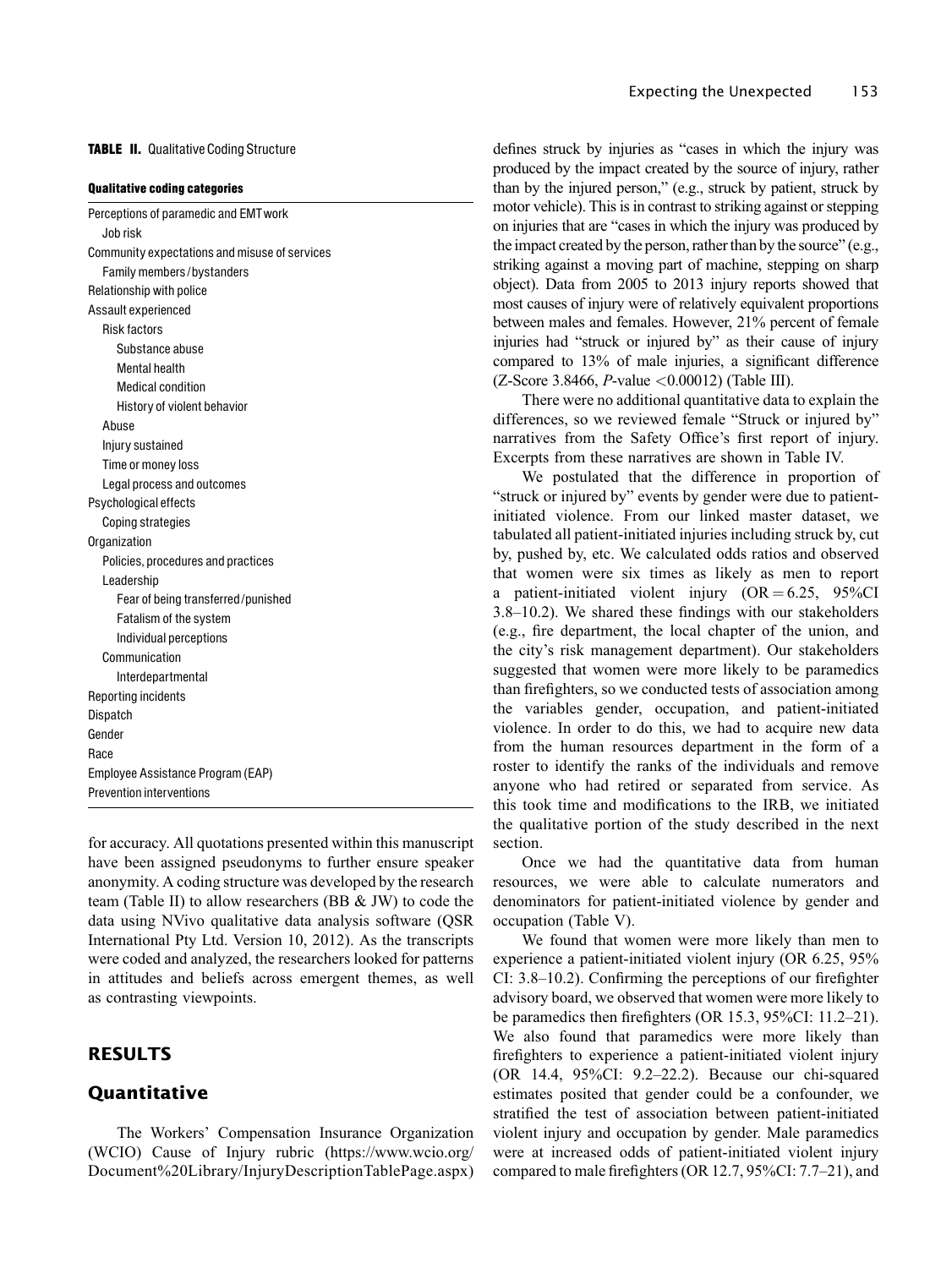**TABLE II.** Qualitative Coding Structure

| Qualitative coding categories |
|---|
| Perceptions of paramedic and EMT work |
| Job risk |
| Community expectations and misuse of services |
| Family members/bystanders |
| Relationship with police |
| Assault experienced |
| Risk factors |
| Substance abuse |
| Mental health |
| Medical condition |
| History of violent behavior |
| Abuse |
| Injury sustained |
| Time or money loss |
| Legal process and outcomes |
| Psychological effects |
| Coping strategies |
| Organization |
| Policies, procedures and practices |
| Leadership |
| Fear of being transferred/punished |
| Fatalism of the system |
| Individual perceptions |
| Communication |
| Interdepartmental |
| Reporting incidents |
| Dispatch |
| Gender |
| Race |
| Employee Assistance Program (EAP) |
| Prevention interventions |

for accuracy. All quotations presented within this manuscript have been assigned pseudonyms to further ensure speaker anonymity. A coding structure was developed by the research team (Table II) to allow researchers (BB & JW) to code the data using NVivo qualitative data analysis software (QSR International Pty Ltd. Version 10, 2012). As the transcripts were coded and analyzed, the researchers looked for patterns in attitudes and beliefs across emergent themes, as well as contrasting viewpoints.

## RESULTS

### Quantitative

The Workers' Compensation Insurance Organization (WCIO) Cause of Injury rubric (https://www.wcio.org/Document%20Library/InjuryDescriptionTablePage.aspx) defines struck by injuries as "cases in which the injury was produced by the impact created by the source of injury, rather than by the injured person," (e.g., struck by patient, struck by motor vehicle). This is in contrast to striking against or stepping on injuries that are "cases in which the injury was produced by the impact created by the person, rather than by the source" (e.g., striking against a moving part of machine, stepping on sharp object). Data from 2005 to 2013 injury reports showed that most causes of injury were of relatively equivalent proportions between males and females. However, 21% percent of female injuries had "struck or injured by" as their cause of injury compared to 13% of male injuries, a significant difference (Z-Score 3.8466, *P*-value $<0.00012$) (Table III).

There were no additional quantitative data to explain the differences, so we reviewed female "Struck or injured by" narratives from the Safety Office's first report of injury. Excerpts from these narratives are shown in Table IV.

We postulated that the difference in proportion of "struck or injured by" events by gender were due to patient-initiated violence. From our linked master dataset, we tabulated all patient-initiated injuries including struck by, cut by, pushed by, etc. We calculated odds ratios and observed that women were six times as likely as men to report a patient-initiated violent injury ($OR = 6.25$, 95%CI 3.8–10.2). We shared these findings with our stakeholders (e.g., fire department, the local chapter of the union, and the city's risk management department). Our stakeholders suggested that women were more likely to be paramedics than firefighters, so we conducted tests of association among the variables gender, occupation, and patient-initiated violence. In order to do this, we had to acquire new data from the human resources department in the form of a roster to identify the ranks of the individuals and remove anyone who had retired or separated from service. As this took time and modifications to the IRB, we initiated the qualitative portion of the study described in the next section.

Once we had the quantitative data from human resources, we were able to calculate numerators and denominators for patient-initiated violence by gender and occupation (Table V).

We found that women were more likely than men to experience a patient-initiated violent injury (OR 6.25, 95% CI: 3.8–10.2). Confirming the perceptions of our firefighter advisory board, we observed that women were more likely to be paramedics then firefighters (OR 15.3, 95%CI: 11.2–21). We also found that paramedics were more likely than firefighters to experience a patient-initiated violent injury (OR 14.4, 95%CI: 9.2–22.2). Because our chi-squared estimates posited that gender could be a confounder, we stratified the test of association between patient-initiated violent injury and occupation by gender. Male paramedics were at increased odds of patient-initiated violent injury compared to male firefighters (OR 12.7, 95%CI: 7.7–21), and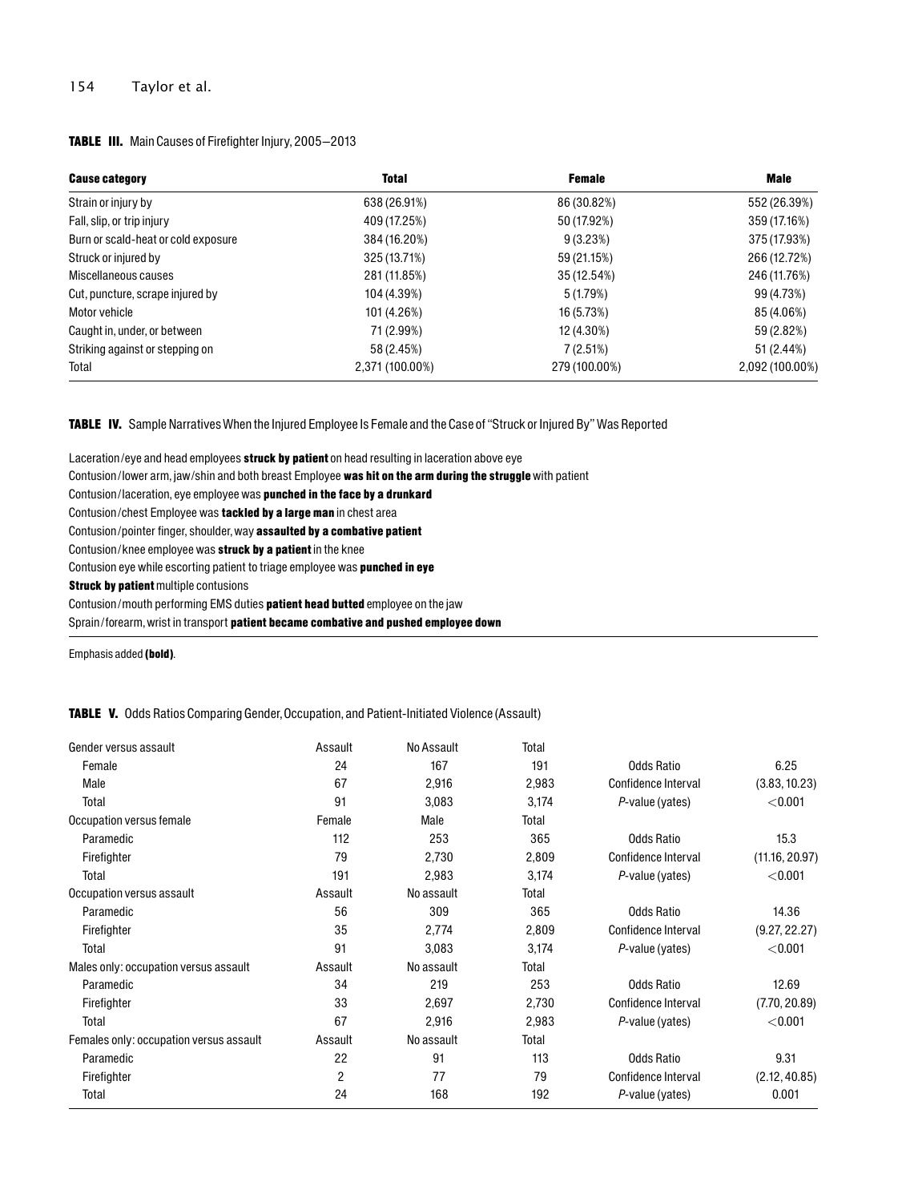**TABLE III.** Main Causes of Firefighter Injury, 2005–2013

| Cause category | Total | Female | Male |
|---|---|---|---|
| Strain or injury by | 638 (26.91%) | 86 (30.82%) | 552 (26.39%) |
| Fall, slip, or trip injury | 409 (17.25%) | 50 (17.92%) | 359 (17.16%) |
| Burn or scald-heat or cold exposure | 384 (16.20%) | 9 (3.23%) | 375 (17.93%) |
| Struck or injured by | 325 (13.71%) | 59 (21.15%) | 266 (12.72%) |
| Miscellaneous causes | 281 (11.85%) | 35 (12.54%) | 246 (11.76%) |
| Cut, puncture, scrape injured by | 104 (4.39%) | 5 (1.79%) | 99 (4.73%) |
| Motor vehicle | 101 (4.26%) | 16 (5.73%) | 85 (4.06%) |
| Caught in, under, or between | 71 (2.99%) | 12 (4.30%) | 59 (2.82%) |
| Striking against or stepping on | 58 (2.45%) | 7 (2.51%) | 51 (2.44%) |
| Total | 2,371 (100.00%) | 279 (100.00%) | 2,092 (100.00%) |

**TABLE IV.** Sample Narratives When the Injured Employee Is Female and the Case of "Struck or Injured By" Was Reported

Laceration/eye and head employees **struck by patient** on head resulting in laceration above eye
Contusion/lower arm, jaw/shin and both breast Employee **was hit on the arm during the struggle** with patient
Contusion/laceration, eye employee was **punched in the face by a drunkard**
Contusion/chest Employee was **tackled by a large man** in chest area
Contusion/pointer finger, shoulder, way **assaulted by a combative patient**
Contusion/knee employee was **struck by a patient** in the knee
Contusion eye while escorting patient to triage employee was **punched in eye**
**Struck by patient** multiple contusions
Contusion/mouth performing EMS duties **patient head butted** employee on the jaw
Sprain/forearm, wrist in transport **patient became combative and pushed employee down**

Emphasis added **(bold)**.

**TABLE V.** Odds Ratios Comparing Gender, Occupation, and Patient-Initiated Violence (Assault)

| Gender versus assault | Assault | No Assault | Total | | |
|---|---|---|---|---|---|
| Female | 24 | 167 | 191 | Odds Ratio | 6.25 |
| Male | 67 | 2,916 | 2,983 | Confidence Interval | (3.83, 10.23) |
| Total | 91 | 3,083 | 3,174 | *P*-value (yates) | <0.001 |
| Occupation versus female | Female | Male | Total | | |
| Paramedic | 112 | 253 | 365 | Odds Ratio | 15.3 |
| Firefighter | 79 | 2,730 | 2,809 | Confidence Interval | (11.16, 20.97) |
| Total | 191 | 2,983 | 3,174 | *P*-value (yates) | <0.001 |
| Occupation versus assault | Assault | No assault | Total | | |
| Paramedic | 56 | 309 | 365 | Odds Ratio | 14.36 |
| Firefighter | 35 | 2,774 | 2,809 | Confidence Interval | (9.27, 22.27) |
| Total | 91 | 3,083 | 3,174 | *P*-value (yates) | <0.001 |
| Males only: occupation versus assault | Assault | No assault | Total | | |
| Paramedic | 34 | 219 | 253 | Odds Ratio | 12.69 |
| Firefighter | 33 | 2,697 | 2,730 | Confidence Interval | (7.70, 20.89) |
| Total | 67 | 2,916 | 2,983 | *P*-value (yates) | <0.001 |
| Females only: occupation versus assault | Assault | No assault | Total | | |
| Paramedic | 22 | 91 | 113 | Odds Ratio | 9.31 |
| Firefighter | 2 | 77 | 79 | Confidence Interval | (2.12, 40.85) |
| Total | 24 | 168 | 192 | *P*-value (yates) | 0.001 |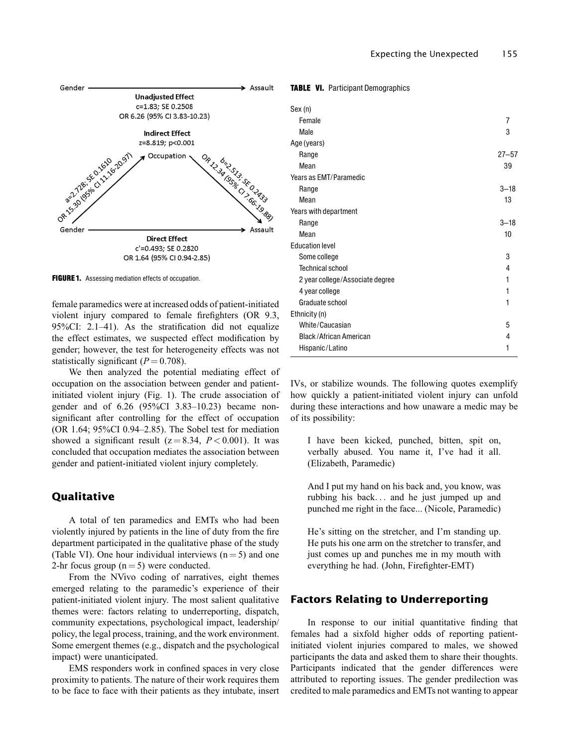Gender ──────────────→ Assault

**Unadjusted Effect**
c=1.83; SE 0.2508
OR 6.26 (95% CI 3.83-10.23)

**Indirect Effect**
z=8.819; p<0.001

Occupation

a=2.728; SE 0.1610
OR 15.30 (95% CI 11.16-20.97)

b=2.513; SE 0.2433
OR 12.34 (95% CI 7.66-19.88)

Gender ──────────────→ Assault

**Direct Effect**
c'=0.493; SE 0.2820
OR 1.64 (95% CI 0.94-2.85)

**FIGURE 1.** Assessing mediation effects of occupation.

female paramedics were at increased odds of patient-initiated violent injury compared to female firefighters (OR 9.3, 95%CI: 2.1–41). As the stratification did not equalize the effect estimates, we suspected effect modification by gender; however, the test for heterogeneity effects was not statistically significant ($P = 0.708$).

We then analyzed the potential mediating effect of occupation on the association between gender and patient-initiated violent injury (Fig. 1). The crude association of gender and of 6.26 (95%CI 3.83–10.23) became non-significant after controlling for the effect of occupation (OR 1.64; 95%CI 0.94–2.85). The Sobel test for mediation showed a significant result ($z = 8.34$, $P < 0.001$). It was concluded that occupation mediates the association between gender and patient-initiated violent injury completely.

## Qualitative

A total of ten paramedics and EMTs who had been violently injured by patients in the line of duty from the fire department participated in the qualitative phase of the study (Table VI). One hour individual interviews ($n = 5$) and one 2-hr focus group ($n = 5$) were conducted.

From the NVivo coding of narratives, eight themes emerged relating to the paramedic's experience of their patient-initiated violent injury. The most salient qualitative themes were: factors relating to underreporting, dispatch, community expectations, psychological impact, leadership/policy, the legal process, training, and the work environment. Some emergent themes (e.g., dispatch and the psychological impact) were unanticipated.

EMS responders work in confined spaces in very close proximity to patients. The nature of their work requires them to be face to face with their patients as they intubate, insert IVs, or stabilize wounds. The following quotes exemplify how quickly a patient-initiated violent injury can unfold during these interactions and how unaware a medic may be of its possibility:

> I have been kicked, punched, bitten, spit on, verbally abused. You name it, I've had it all. (Elizabeth, Paramedic)

> And I put my hand on his back and, you know, was rubbing his back... and he just jumped up and punched me right in the face... (Nicole, Paramedic)

> He's sitting on the stretcher, and I'm standing up. He puts his one arm on the stretcher to transfer, and just comes up and punches me in my mouth with everything he had. (John, Firefighter-EMT)

**TABLE VI.** Participant Demographics

| | |
|---|---|
| Sex (n) | |
| Female | 7 |
| Male | 3 |
| Age (years) | |
| Range | 27–57 |
| Mean | 39 |
| Years as EMT/Paramedic | |
| Range | 3–18 |
| Mean | 13 |
| Years with department | |
| Range | 3–18 |
| Mean | 10 |
| Education level | |
| Some college | 3 |
| Technical school | 4 |
| 2 year college/Associate degree | 1 |
| 4 year college | 1 |
| Graduate school | 1 |
| Ethnicity (n) | |
| White/Caucasian | 5 |
| Black/African American | 4 |
| Hispanic/Latino | 1 |

## Factors Relating to Underreporting

In response to our initial quantitative finding that females had a sixfold higher odds of reporting patient-initiated violent injuries compared to males, we showed participants the data and asked them to share their thoughts. Participants indicated that the gender differences were attributed to reporting issues. The gender predilection was credited to male paramedics and EMTs not wanting to appear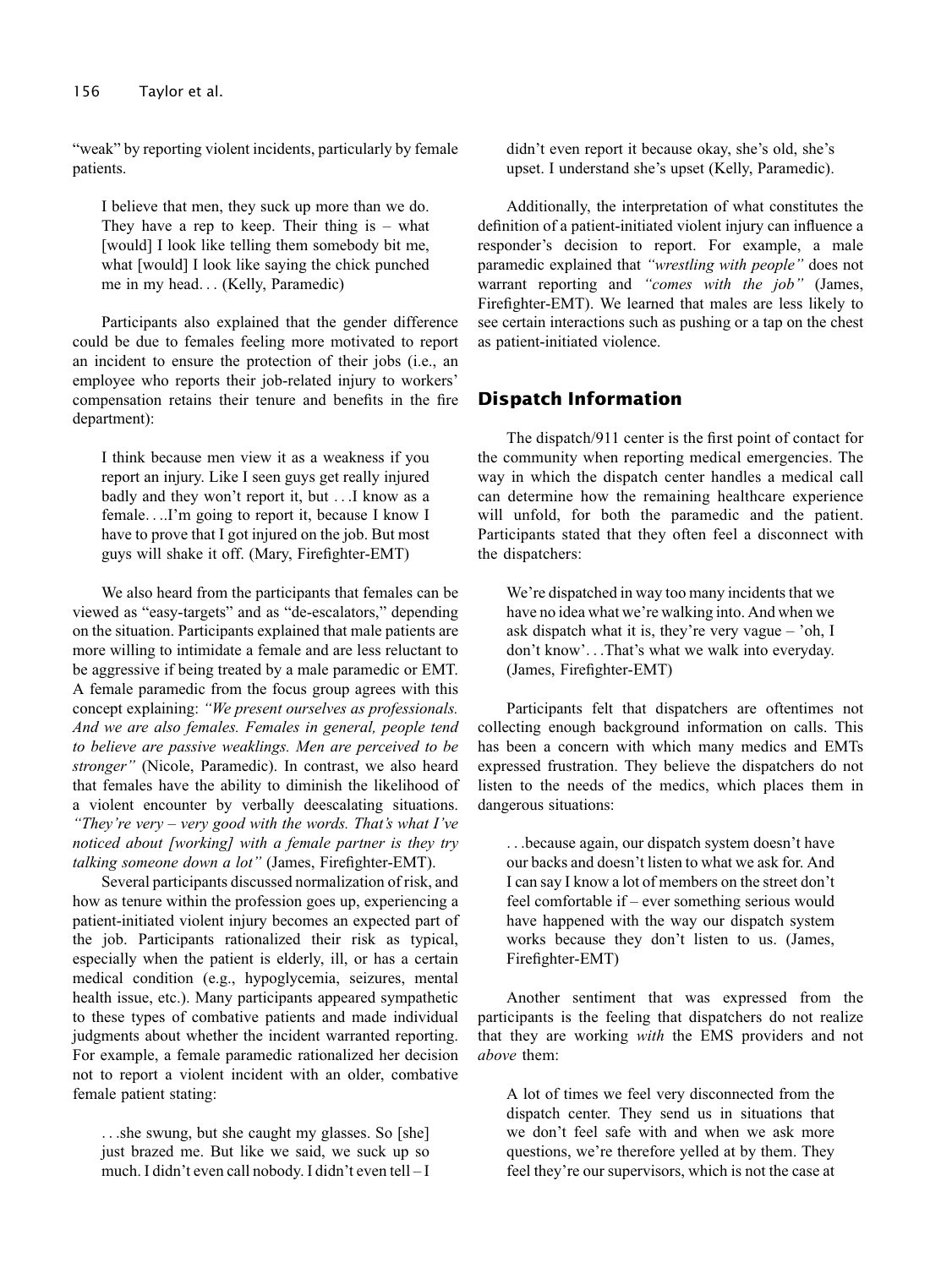"weak" by reporting violent incidents, particularly by female patients.

> I believe that men, they suck up more than we do. They have a rep to keep. Their thing is – what [would] I look like telling them somebody bit me, what [would] I look like saying the chick punched me in my head… (Kelly, Paramedic)

Participants also explained that the gender difference could be due to females feeling more motivated to report an incident to ensure the protection of their jobs (i.e., an employee who reports their job-related injury to workers' compensation retains their tenure and benefits in the fire department):

> I think because men view it as a weakness if you report an injury. Like I seen guys get really injured badly and they won't report it, but …I know as a female….I'm going to report it, because I know I have to prove that I got injured on the job. But most guys will shake it off. (Mary, Firefighter-EMT)

We also heard from the participants that females can be viewed as "easy-targets" and as "de-escalators," depending on the situation. Participants explained that male patients are more willing to intimidate a female and are less reluctant to be aggressive if being treated by a male paramedic or EMT. A female paramedic from the focus group agrees with this concept explaining: *"We present ourselves as professionals. And we are also females. Females in general, people tend to believe are passive weaklings. Men are perceived to be stronger"* (Nicole, Paramedic). In contrast, we also heard that females have the ability to diminish the likelihood of a violent encounter by verbally deescalating situations. *"They're very – very good with the words. That's what I've noticed about [working] with a female partner is they try talking someone down a lot"* (James, Firefighter-EMT).

Several participants discussed normalization of risk, and how as tenure within the profession goes up, experiencing a patient-initiated violent injury becomes an expected part of the job. Participants rationalized their risk as typical, especially when the patient is elderly, ill, or has a certain medical condition (e.g., hypoglycemia, seizures, mental health issue, etc.). Many participants appeared sympathetic to these types of combative patients and made individual judgments about whether the incident warranted reporting. For example, a female paramedic rationalized her decision not to report a violent incident with an older, combative female patient stating:

> …she swung, but she caught my glasses. So [she] just brazed me. But like we said, we suck up so much. I didn't even call nobody. I didn't even tell – I didn't even report it because okay, she's old, she's upset. I understand she's upset (Kelly, Paramedic).

Additionally, the interpretation of what constitutes the definition of a patient-initiated violent injury can influence a responder's decision to report. For example, a male paramedic explained that *"wrestling with people"* does not warrant reporting and *"comes with the job"* (James, Firefighter-EMT). We learned that males are less likely to see certain interactions such as pushing or a tap on the chest as patient-initiated violence.

## Dispatch Information

The dispatch/911 center is the first point of contact for the community when reporting medical emergencies. The way in which the dispatch center handles a medical call can determine how the remaining healthcare experience will unfold, for both the paramedic and the patient. Participants stated that they often feel a disconnect with the dispatchers:

> We're dispatched in way too many incidents that we have no idea what we're walking into. And when we ask dispatch what it is, they're very vague – 'oh, I don't know'…That's what we walk into everyday. (James, Firefighter-EMT)

Participants felt that dispatchers are oftentimes not collecting enough background information on calls. This has been a concern with which many medics and EMTs expressed frustration. They believe the dispatchers do not listen to the needs of the medics, which places them in dangerous situations:

> …because again, our dispatch system doesn't have our backs and doesn't listen to what we ask for. And I can say I know a lot of members on the street don't feel comfortable if – ever something serious would have happened with the way our dispatch system works because they don't listen to us. (James, Firefighter-EMT)

Another sentiment that was expressed from the participants is the feeling that dispatchers do not realize that they are working *with* the EMS providers and not *above* them:

> A lot of times we feel very disconnected from the dispatch center. They send us in situations that we don't feel safe with and when we ask more questions, we're therefore yelled at by them. They feel they're our supervisors, which is not the case at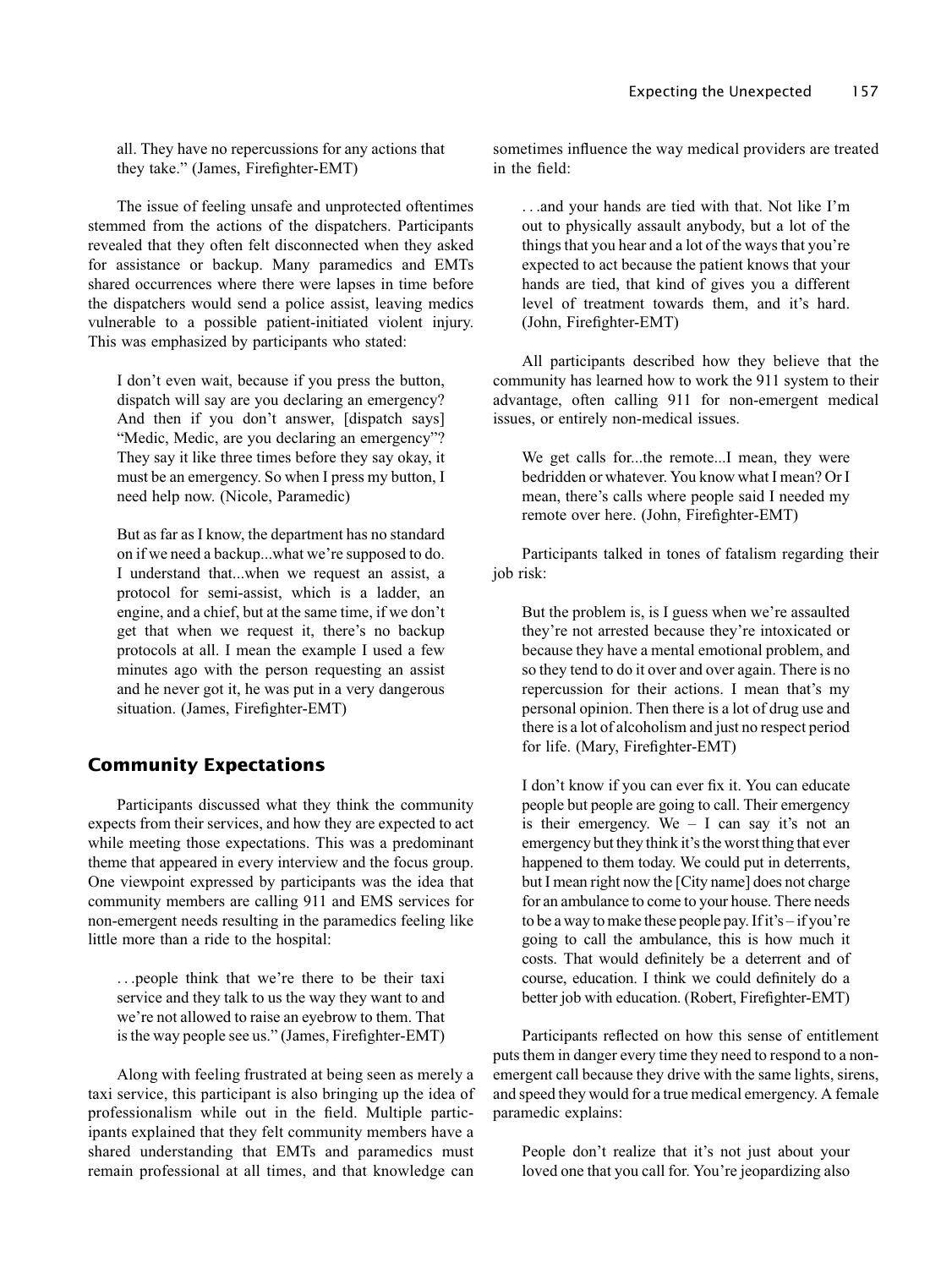all. They have no repercussions for any actions that they take." (James, Firefighter-EMT)

The issue of feeling unsafe and unprotected oftentimes stemmed from the actions of the dispatchers. Participants revealed that they often felt disconnected when they asked for assistance or backup. Many paramedics and EMTs shared occurrences where there were lapses in time before the dispatchers would send a police assist, leaving medics vulnerable to a possible patient-initiated violent injury. This was emphasized by participants who stated:

> I don't even wait, because if you press the button, dispatch will say are you declaring an emergency? And then if you don't answer, [dispatch says] "Medic, Medic, are you declaring an emergency"? They say it like three times before they say okay, it must be an emergency. So when I press my button, I need help now. (Nicole, Paramedic)

> But as far as I know, the department has no standard on if we need a backup...what we're supposed to do. I understand that...when we request an assist, a protocol for semi-assist, which is a ladder, an engine, and a chief, but at the same time, if we don't get that when we request it, there's no backup protocols at all. I mean the example I used a few minutes ago with the person requesting an assist and he never got it, he was put in a very dangerous situation. (James, Firefighter-EMT)

## Community Expectations

Participants discussed what they think the community expects from their services, and how they are expected to act while meeting those expectations. This was a predominant theme that appeared in every interview and the focus group. One viewpoint expressed by participants was the idea that community members are calling 911 and EMS services for non-emergent needs resulting in the paramedics feeling like little more than a ride to the hospital:

> . . .people think that we're there to be their taxi service and they talk to us the way they want to and we're not allowed to raise an eyebrow to them. That is the way people see us." (James, Firefighter-EMT)

Along with feeling frustrated at being seen as merely a taxi service, this participant is also bringing up the idea of professionalism while out in the field. Multiple participants explained that they felt community members have a shared understanding that EMTs and paramedics must remain professional at all times, and that knowledge can sometimes influence the way medical providers are treated in the field:

> . . .and your hands are tied with that. Not like I'm out to physically assault anybody, but a lot of the things that you hear and a lot of the ways that you're expected to act because the patient knows that your hands are tied, that kind of gives you a different level of treatment towards them, and it's hard. (John, Firefighter-EMT)

All participants described how they believe that the community has learned how to work the 911 system to their advantage, often calling 911 for non-emergent medical issues, or entirely non-medical issues.

> We get calls for...the remote...I mean, they were bedridden or whatever. You know what I mean? Or I mean, there's calls where people said I needed my remote over here. (John, Firefighter-EMT)

Participants talked in tones of fatalism regarding their job risk:

> But the problem is, is I guess when we're assaulted they're not arrested because they're intoxicated or because they have a mental emotional problem, and so they tend to do it over and over again. There is no repercussion for their actions. I mean that's my personal opinion. Then there is a lot of drug use and there is a lot of alcoholism and just no respect period for life. (Mary, Firefighter-EMT)

> I don't know if you can ever fix it. You can educate people but people are going to call. Their emergency is their emergency. We – I can say it's not an emergency but they think it's the worst thing that ever happened to them today. We could put in deterrents, but I mean right now the [City name] does not charge for an ambulance to come to your house. There needs to be a way to make these people pay. If it's – if you're going to call the ambulance, this is how much it costs. That would definitely be a deterrent and of course, education. I think we could definitely do a better job with education. (Robert, Firefighter-EMT)

Participants reflected on how this sense of entitlement puts them in danger every time they need to respond to a non-emergent call because they drive with the same lights, sirens, and speed they would for a true medical emergency. A female paramedic explains:

> People don't realize that it's not just about your loved one that you call for. You're jeopardizing also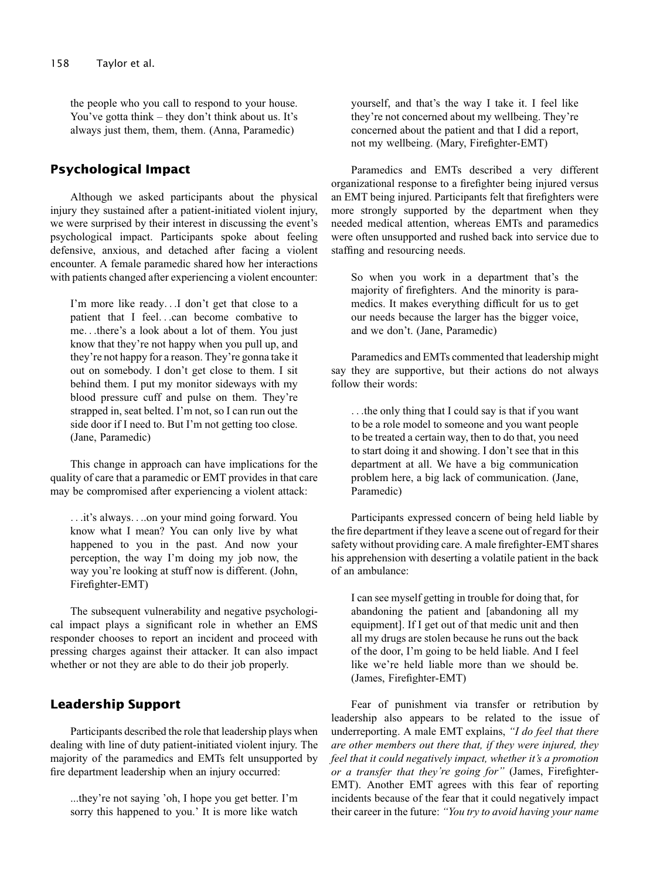the people who you call to respond to your house. You've gotta think – they don't think about us. It's always just them, them, them. (Anna, Paramedic)

## Psychological Impact

Although we asked participants about the physical injury they sustained after a patient-initiated violent injury, we were surprised by their interest in discussing the event's psychological impact. Participants spoke about feeling defensive, anxious, and detached after facing a violent encounter. A female paramedic shared how her interactions with patients changed after experiencing a violent encounter:

> I'm more like ready. . .I don't get that close to a patient that I feel. . .can become combative to me. . .there's a look about a lot of them. You just know that they're not happy when you pull up, and they're not happy for a reason. They're gonna take it out on somebody. I don't get close to them. I sit behind them. I put my monitor sideways with my blood pressure cuff and pulse on them. They're strapped in, seat belted. I'm not, so I can run out the side door if I need to. But I'm not getting too close. (Jane, Paramedic)

This change in approach can have implications for the quality of care that a paramedic or EMT provides in that care may be compromised after experiencing a violent attack:

> . . .it's always. . ..on your mind going forward. You know what I mean? You can only live by what happened to you in the past. And now your perception, the way I'm doing my job now, the way you're looking at stuff now is different. (John, Firefighter-EMT)

The subsequent vulnerability and negative psychological impact plays a significant role in whether an EMS responder chooses to report an incident and proceed with pressing charges against their attacker. It can also impact whether or not they are able to do their job properly.

## Leadership Support

Participants described the role that leadership plays when dealing with line of duty patient-initiated violent injury. The majority of the paramedics and EMTs felt unsupported by fire department leadership when an injury occurred:

> ...they're not saying 'oh, I hope you get better. I'm sorry this happened to you.' It is more like watch yourself, and that's the way I take it. I feel like they're not concerned about my wellbeing. They're concerned about the patient and that I did a report, not my wellbeing. (Mary, Firefighter-EMT)

Paramedics and EMTs described a very different organizational response to a firefighter being injured versus an EMT being injured. Participants felt that firefighters were more strongly supported by the department when they needed medical attention, whereas EMTs and paramedics were often unsupported and rushed back into service due to staffing and resourcing needs.

> So when you work in a department that's the majority of firefighters. And the minority is paramedics. It makes everything difficult for us to get our needs because the larger has the bigger voice, and we don't. (Jane, Paramedic)

Paramedics and EMTs commented that leadership might say they are supportive, but their actions do not always follow their words:

> . . .the only thing that I could say is that if you want to be a role model to someone and you want people to be treated a certain way, then to do that, you need to start doing it and showing. I don't see that in this department at all. We have a big communication problem here, a big lack of communication. (Jane, Paramedic)

Participants expressed concern of being held liable by the fire department if they leave a scene out of regard for their safety without providing care. A male firefighter-EMT shares his apprehension with deserting a volatile patient in the back of an ambulance:

> I can see myself getting in trouble for doing that, for abandoning the patient and [abandoning all my equipment]. If I get out of that medic unit and then all my drugs are stolen because he runs out the back of the door, I'm going to be held liable. And I feel like we're held liable more than we should be. (James, Firefighter-EMT)

Fear of punishment via transfer or retribution by leadership also appears to be related to the issue of underreporting. A male EMT explains, *"I do feel that there are other members out there that, if they were injured, they feel that it could negatively impact, whether it's a promotion or a transfer that they're going for"* (James, Firefighter-EMT). Another EMT agrees with this fear of reporting incidents because of the fear that it could negatively impact their career in the future: *"You try to avoid having your name*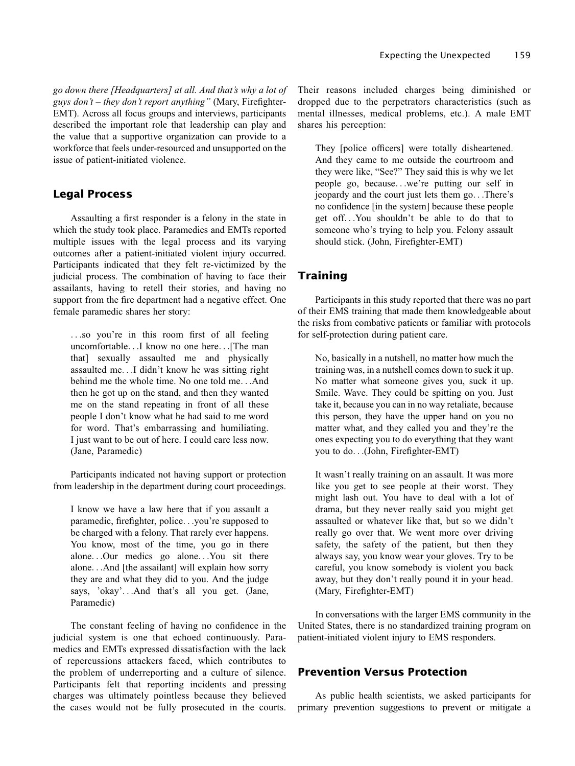*go down there [Headquarters] at all. And that's why a lot of guys don't – they don't report anything"* (Mary, Firefighter-EMT). Across all focus groups and interviews, participants described the important role that leadership can play and the value that a supportive organization can provide to a workforce that feels under-resourced and unsupported on the issue of patient-initiated violence.

## Legal Process

Assaulting a first responder is a felony in the state in which the study took place. Paramedics and EMTs reported multiple issues with the legal process and its varying outcomes after a patient-initiated violent injury occurred. Participants indicated that they felt re-victimized by the judicial process. The combination of having to face their assailants, having to retell their stories, and having no support from the fire department had a negative effect. One female paramedic shares her story:

> . . .so you're in this room first of all feeling uncomfortable. . .I know no one here. . .[The man that] sexually assaulted me and physically assaulted me. . .I didn't know he was sitting right behind me the whole time. No one told me. . .And then he got up on the stand, and then they wanted me on the stand repeating in front of all these people I don't know what he had said to me word for word. That's embarrassing and humiliating. I just want to be out of here. I could care less now. (Jane, Paramedic)

Participants indicated not having support or protection from leadership in the department during court proceedings.

> I know we have a law here that if you assault a paramedic, firefighter, police. . .you're supposed to be charged with a felony. That rarely ever happens. You know, most of the time, you go in there alone. . .Our medics go alone. . .You sit there alone. . .And [the assailant] will explain how sorry they are and what they did to you. And the judge says, 'okay'. . .And that's all you get. (Jane, Paramedic)

The constant feeling of having no confidence in the judicial system is one that echoed continuously. Paramedics and EMTs expressed dissatisfaction with the lack of repercussions attackers faced, which contributes to the problem of underreporting and a culture of silence. Participants felt that reporting incidents and pressing charges was ultimately pointless because they believed the cases would not be fully prosecuted in the courts. Their reasons included charges being diminished or dropped due to the perpetrators characteristics (such as mental illnesses, medical problems, etc.). A male EMT shares his perception:

> They [police officers] were totally disheartened. And they came to me outside the courtroom and they were like, "See?" They said this is why we let people go, because. . .we're putting our self in jeopardy and the court just lets them go. . .There's no confidence [in the system] because these people get off. . .You shouldn't be able to do that to someone who's trying to help you. Felony assault should stick. (John, Firefighter-EMT)

## Training

Participants in this study reported that there was no part of their EMS training that made them knowledgeable about the risks from combative patients or familiar with protocols for self-protection during patient care.

> No, basically in a nutshell, no matter how much the training was, in a nutshell comes down to suck it up. No matter what someone gives you, suck it up. Smile. Wave. They could be spitting on you. Just take it, because you can in no way retaliate, because this person, they have the upper hand on you no matter what, and they called you and they're the ones expecting you to do everything that they want you to do. . .(John, Firefighter-EMT)

> It wasn't really training on an assault. It was more like you get to see people at their worst. They might lash out. You have to deal with a lot of drama, but they never really said you might get assaulted or whatever like that, but so we didn't really go over that. We went more over driving safety, the safety of the patient, but then they always say, you know wear your gloves. Try to be careful, you know somebody is violent you back away, but they don't really pound it in your head. (Mary, Firefighter-EMT)

In conversations with the larger EMS community in the United States, there is no standardized training program on patient-initiated violent injury to EMS responders.

## Prevention Versus Protection

As public health scientists, we asked participants for primary prevention suggestions to prevent or mitigate a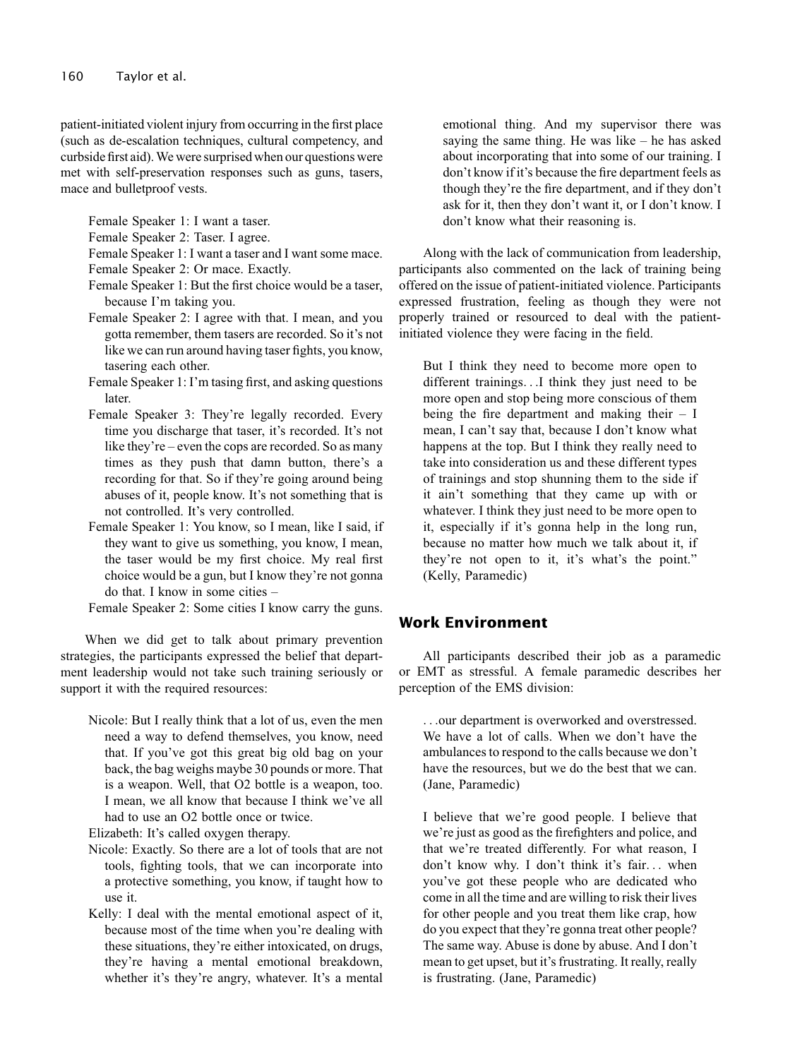patient-initiated violent injury from occurring in the first place (such as de-escalation techniques, cultural competency, and curbside first aid). We were surprised when our questions were met with self-preservation responses such as guns, tasers, mace and bulletproof vests.

> Female Speaker 1: I want a taser.
> Female Speaker 2: Taser. I agree.
> Female Speaker 1: I want a taser and I want some mace.
> Female Speaker 2: Or mace. Exactly.
> Female Speaker 1: But the first choice would be a taser, because I'm taking you.
> Female Speaker 2: I agree with that. I mean, and you gotta remember, them tasers are recorded. So it's not like we can run around having taser fights, you know, tasering each other.
> Female Speaker 1: I'm tasing first, and asking questions later.
> Female Speaker 3: They're legally recorded. Every time you discharge that taser, it's recorded. It's not like they're – even the cops are recorded. So as many times as they push that damn button, there's a recording for that. So if they're going around being abuses of it, people know. It's not something that is not controlled. It's very controlled.
> Female Speaker 1: You know, so I mean, like I said, if they want to give us something, you know, I mean, the taser would be my first choice. My real first choice would be a gun, but I know they're not gonna do that. I know in some cities –
> Female Speaker 2: Some cities I know carry the guns.

When we did get to talk about primary prevention strategies, the participants expressed the belief that department leadership would not take such training seriously or support it with the required resources:

> Nicole: But I really think that a lot of us, even the men need a way to defend themselves, you know, need that. If you've got this great big old bag on your back, the bag weighs maybe 30 pounds or more. That is a weapon. Well, that O2 bottle is a weapon, too. I mean, we all know that because I think we've all had to use an O2 bottle once or twice.
> Elizabeth: It's called oxygen therapy.
> Nicole: Exactly. So there are a lot of tools that are not tools, fighting tools, that we can incorporate into a protective something, you know, if taught how to use it.
> Kelly: I deal with the mental emotional aspect of it, because most of the time when you're dealing with these situations, they're either intoxicated, on drugs, they're having a mental emotional breakdown, whether it's they're angry, whatever. It's a mental emotional thing. And my supervisor there was saying the same thing. He was like – he has asked about incorporating that into some of our training. I don't know if it's because the fire department feels as though they're the fire department, and if they don't ask for it, then they don't want it, or I don't know. I don't know what their reasoning is.

Along with the lack of communication from leadership, participants also commented on the lack of training being offered on the issue of patient-initiated violence. Participants expressed frustration, feeling as though they were not properly trained or resourced to deal with the patient-initiated violence they were facing in the field.

> But I think they need to become more open to different trainings. . .I think they just need to be more open and stop being more conscious of them being the fire department and making their – I mean, I can't say that, because I don't know what happens at the top. But I think they really need to take into consideration us and these different types of trainings and stop shunning them to the side if it ain't something that they came up with or whatever. I think they just need to be more open to it, especially if it's gonna help in the long run, because no matter how much we talk about it, if they're not open to it, it's what's the point." (Kelly, Paramedic)

## Work Environment

All participants described their job as a paramedic or EMT as stressful. A female paramedic describes her perception of the EMS division:

> . . .our department is overworked and overstressed. We have a lot of calls. When we don't have the ambulances to respond to the calls because we don't have the resources, but we do the best that we can. (Jane, Paramedic)

> I believe that we're good people. I believe that we're just as good as the firefighters and police, and that we're treated differently. For what reason, I don't know why. I don't think it's fair. . . when you've got these people who are dedicated who come in all the time and are willing to risk their lives for other people and you treat them like crap, how do you expect that they're gonna treat other people? The same way. Abuse is done by abuse. And I don't mean to get upset, but it's frustrating. It really, really is frustrating. (Jane, Paramedic)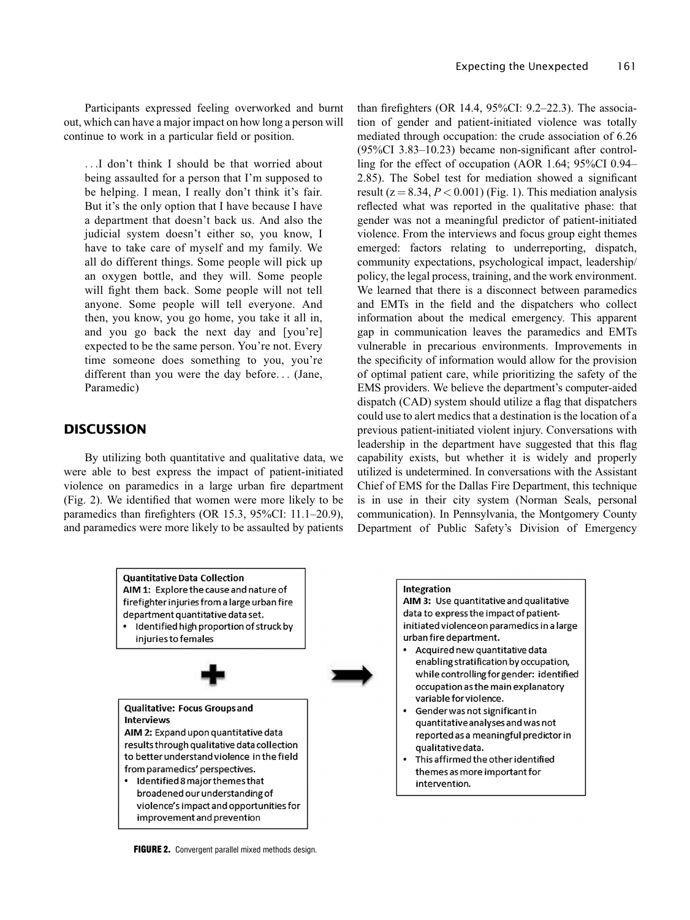Participants expressed feeling overworked and burnt out, which can have a major impact on how long a person will continue to work in a particular field or position.

> ...I don't think I should be that worried about being assaulted for a person that I'm supposed to be helping. I mean, I really don't think it's fair. But it's the only option that I have because I have a department that doesn't back us. And also the judicial system doesn't either so, you know, I have to take care of myself and my family. We all do different things. Some people will pick up an oxygen bottle, and they will. Some people will fight them back. Some people will not tell anyone. Some people will tell everyone. And then, you know, you go home, you take it all in, and you go back the next day and [you're] expected to be the same person. You're not. Every time someone does something to you, you're different than you were the day before... (Jane, Paramedic)

## DISCUSSION

By utilizing both quantitative and qualitative data, we were able to best express the impact of patient-initiated violence on paramedics in a large urban fire department (Fig. 2). We identified that women were more likely to be paramedics than firefighters (OR 15.3, 95%CI: 11.1–20.9), and paramedics were more likely to be assaulted by patients than firefighters (OR 14.4, 95%CI: 9.2–22.3). The association of gender and patient-initiated violence was totally mediated through occupation: the crude association of 6.26 (95%CI 3.83–10.23) became non-significant after controlling for the effect of occupation (AOR 1.64; 95%CI 0.94–2.85). The Sobel test for mediation showed a significant result ($z = 8.34$, $P < 0.001$) (Fig. 1). This mediation analysis reflected what was reported in the qualitative phase: that gender was not a meaningful predictor of patient-initiated violence. From the interviews and focus group eight themes emerged: factors relating to underreporting, dispatch, community expectations, psychological impact, leadership/policy, the legal process, training, and the work environment. We learned that there is a disconnect between paramedics and EMTs in the field and the dispatchers who collect information about the medical emergency. This apparent gap in communication leaves the paramedics and EMTs vulnerable in precarious environments. Improvements in the specificity of information would allow for the provision of optimal patient care, while prioritizing the safety of the EMS providers. We believe the department's computer-aided dispatch (CAD) system should utilize a flag that dispatchers could use to alert medics that a destination is the location of a previous patient-initiated violent injury. Conversations with leadership in the department have suggested that this flag capability exists, but whether it is widely and properly utilized is undetermined. In conversations with the Assistant Chief of EMS for the Dallas Fire Department, this technique is in use in their city system (Norman Seals, personal communication). In Pennsylvania, the Montgomery County Department of Public Safety's Division of Emergency

**Quantitative Data Collection**
**AIM 1:** Explore the cause and nature of firefighter injuries from a large urban fire department quantitative data set.
- Identified high proportion of struck by injuries to females

**+**

**Qualitative: Focus Groups and Interviews**
**AIM 2:** Expand upon quantitative data results through qualitative data collection to better understand violence in the field from paramedics' perspectives.
- Identified 8 major themes that broadened our understanding of violence's impact and opportunities for improvement and prevention

**→**

**Integration**
**AIM 3: Use quantitative and qualitative data to express the impact of patient-initiated violence on paramedics in a large urban fire department.**
- Acquired new quantitative data enabling stratification by occupation, while controlling for gender: identified occupation as the main explanatory variable for violence.
- Gender was not significant in quantitative analyses and was not reported as a meaningful predictor in qualitative data.
- This affirmed the other identified themes as more important for intervention.

**FIGURE 2.** Convergent parallel mixed methods design.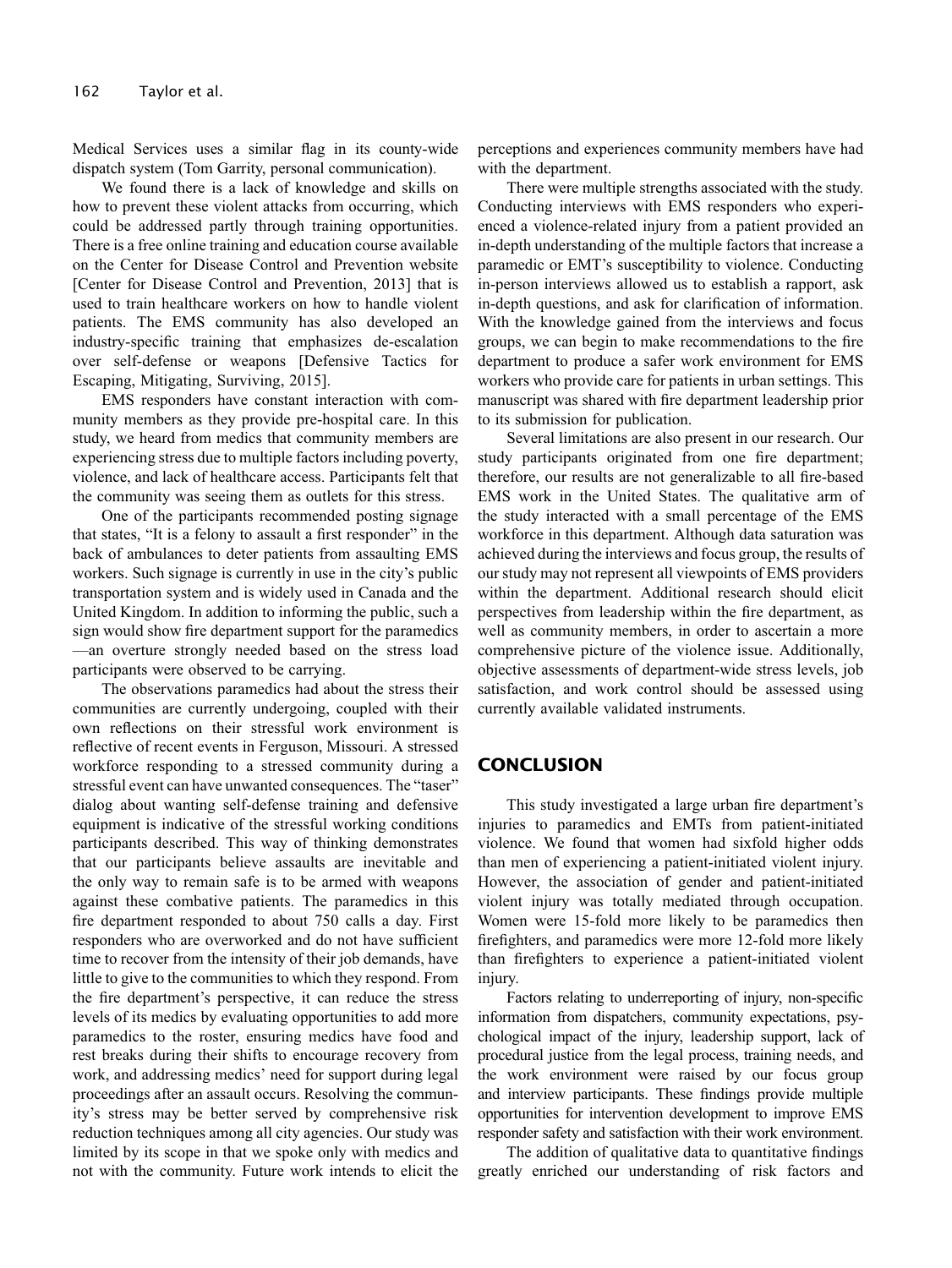Medical Services uses a similar flag in its county-wide dispatch system (Tom Garrity, personal communication).

We found there is a lack of knowledge and skills on how to prevent these violent attacks from occurring, which could be addressed partly through training opportunities. There is a free online training and education course available on the Center for Disease Control and Prevention website [Center for Disease Control and Prevention, 2013] that is used to train healthcare workers on how to handle violent patients. The EMS community has also developed an industry-specific training that emphasizes de-escalation over self-defense or weapons [Defensive Tactics for Escaping, Mitigating, Surviving, 2015].

EMS responders have constant interaction with community members as they provide pre-hospital care. In this study, we heard from medics that community members are experiencing stress due to multiple factors including poverty, violence, and lack of healthcare access. Participants felt that the community was seeing them as outlets for this stress.

One of the participants recommended posting signage that states, "It is a felony to assault a first responder" in the back of ambulances to deter patients from assaulting EMS workers. Such signage is currently in use in the city's public transportation system and is widely used in Canada and the United Kingdom. In addition to informing the public, such a sign would show fire department support for the paramedics —an overture strongly needed based on the stress load participants were observed to be carrying.

The observations paramedics had about the stress their communities are currently undergoing, coupled with their own reflections on their stressful work environment is reflective of recent events in Ferguson, Missouri. A stressed workforce responding to a stressed community during a stressful event can have unwanted consequences. The "taser" dialog about wanting self-defense training and defensive equipment is indicative of the stressful working conditions participants described. This way of thinking demonstrates that our participants believe assaults are inevitable and the only way to remain safe is to be armed with weapons against these combative patients. The paramedics in this fire department responded to about 750 calls a day. First responders who are overworked and do not have sufficient time to recover from the intensity of their job demands, have little to give to the communities to which they respond. From the fire department's perspective, it can reduce the stress levels of its medics by evaluating opportunities to add more paramedics to the roster, ensuring medics have food and rest breaks during their shifts to encourage recovery from work, and addressing medics' need for support during legal proceedings after an assault occurs. Resolving the community's stress may be better served by comprehensive risk reduction techniques among all city agencies. Our study was limited by its scope in that we spoke only with medics and not with the community. Future work intends to elicit the perceptions and experiences community members have had with the department.

There were multiple strengths associated with the study. Conducting interviews with EMS responders who experienced a violence-related injury from a patient provided an in-depth understanding of the multiple factors that increase a paramedic or EMT's susceptibility to violence. Conducting in-person interviews allowed us to establish a rapport, ask in-depth questions, and ask for clarification of information. With the knowledge gained from the interviews and focus groups, we can begin to make recommendations to the fire department to produce a safer work environment for EMS workers who provide care for patients in urban settings. This manuscript was shared with fire department leadership prior to its submission for publication.

Several limitations are also present in our research. Our study participants originated from one fire department; therefore, our results are not generalizable to all fire-based EMS work in the United States. The qualitative arm of the study interacted with a small percentage of the EMS workforce in this department. Although data saturation was achieved during the interviews and focus group, the results of our study may not represent all viewpoints of EMS providers within the department. Additional research should elicit perspectives from leadership within the fire department, as well as community members, in order to ascertain a more comprehensive picture of the violence issue. Additionally, objective assessments of department-wide stress levels, job satisfaction, and work control should be assessed using currently available validated instruments.

## CONCLUSION

This study investigated a large urban fire department's injuries to paramedics and EMTs from patient-initiated violence. We found that women had sixfold higher odds than men of experiencing a patient-initiated violent injury. However, the association of gender and patient-initiated violent injury was totally mediated through occupation. Women were 15-fold more likely to be paramedics then firefighters, and paramedics were more 12-fold more likely than firefighters to experience a patient-initiated violent injury.

Factors relating to underreporting of injury, non-specific information from dispatchers, community expectations, psychological impact of the injury, leadership support, lack of procedural justice from the legal process, training needs, and the work environment were raised by our focus group and interview participants. These findings provide multiple opportunities for intervention development to improve EMS responder safety and satisfaction with their work environment.

The addition of qualitative data to quantitative findings greatly enriched our understanding of risk factors and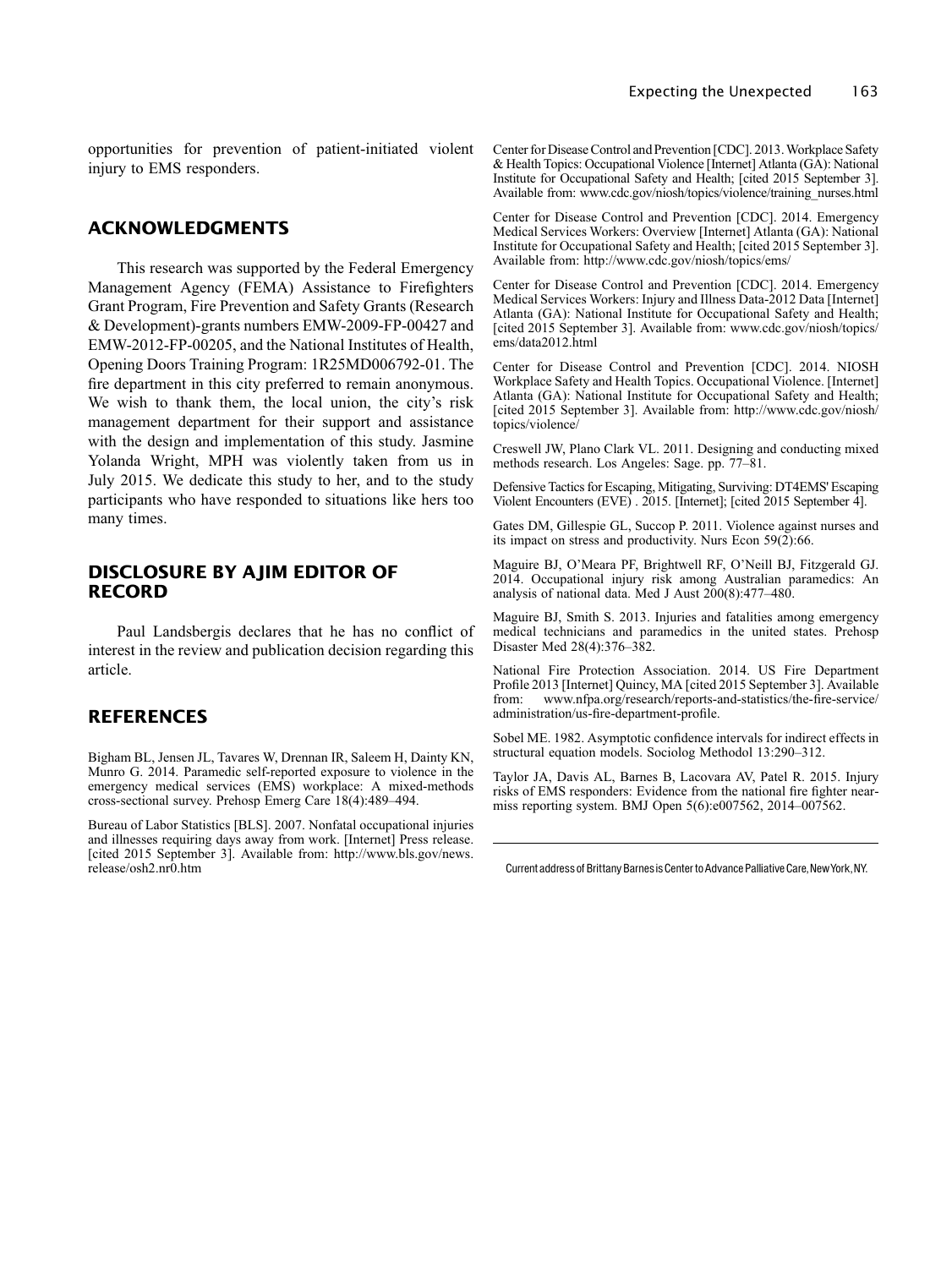opportunities for prevention of patient-initiated violent injury to EMS responders.

## ACKNOWLEDGMENTS

This research was supported by the Federal Emergency Management Agency (FEMA) Assistance to Firefighters Grant Program, Fire Prevention and Safety Grants (Research & Development)-grants numbers EMW-2009-FP-00427 and EMW-2012-FP-00205, and the National Institutes of Health, Opening Doors Training Program: 1R25MD006792-01. The fire department in this city preferred to remain anonymous. We wish to thank them, the local union, the city's risk management department for their support and assistance with the design and implementation of this study. Jasmine Yolanda Wright, MPH was violently taken from us in July 2015. We dedicate this study to her, and to the study participants who have responded to situations like hers too many times.

## DISCLOSURE BY AJIM EDITOR OF RECORD

Paul Landsbergis declares that he has no conflict of interest in the review and publication decision regarding this article.

## REFERENCES

Bigham BL, Jensen JL, Tavares W, Drennan IR, Saleem H, Dainty KN, Munro G. 2014. Paramedic self-reported exposure to violence in the emergency medical services (EMS) workplace: A mixed-methods cross-sectional survey. Prehosp Emerg Care 18(4):489–494.

Bureau of Labor Statistics [BLS]. 2007. Nonfatal occupational injuries and illnesses requiring days away from work. [Internet] Press release. [cited 2015 September 3]. Available from: http://www.bls.gov/news.release/osh2.nr0.htm

Center for Disease Control and Prevention [CDC]. 2013. Workplace Safety & Health Topics: Occupational Violence [Internet] Atlanta (GA): National Institute for Occupational Safety and Health; [cited 2015 September 3]. Available from: www.cdc.gov/niosh/topics/violence/training_nurses.html

Center for Disease Control and Prevention [CDC]. 2014. Emergency Medical Services Workers: Overview [Internet] Atlanta (GA): National Institute for Occupational Safety and Health; [cited 2015 September 3]. Available from: http://www.cdc.gov/niosh/topics/ems/

Center for Disease Control and Prevention [CDC]. 2014. Emergency Medical Services Workers: Injury and Illness Data-2012 Data [Internet] Atlanta (GA): National Institute for Occupational Safety and Health; [cited 2015 September 3]. Available from: www.cdc.gov/niosh/topics/ems/data2012.html

Center for Disease Control and Prevention [CDC]. 2014. NIOSH Workplace Safety and Health Topics. Occupational Violence. [Internet] Atlanta (GA): National Institute for Occupational Safety and Health; [cited 2015 September 3]. Available from: http://www.cdc.gov/niosh/topics/violence/

Creswell JW, Plano Clark VL. 2011. Designing and conducting mixed methods research. Los Angeles: Sage. pp. 77–81.

Defensive Tactics for Escaping, Mitigating, Surviving: DT4EMS' Escaping Violent Encounters (EVE) . 2015. [Internet]; [cited 2015 September 4].

Gates DM, Gillespie GL, Succop P. 2011. Violence against nurses and its impact on stress and productivity. Nurs Econ 59(2):66.

Maguire BJ, O'Meara PF, Brightwell RF, O'Neill BJ, Fitzgerald GJ. 2014. Occupational injury risk among Australian paramedics: An analysis of national data. Med J Aust 200(8):477–480.

Maguire BJ, Smith S. 2013. Injuries and fatalities among emergency medical technicians and paramedics in the united states. Prehosp Disaster Med 28(4):376–382.

National Fire Protection Association. 2014. US Fire Department Profile 2013 [Internet] Quincy, MA [cited 2015 September 3]. Available from: www.nfpa.org/research/reports-and-statistics/the-fire-service/administration/us-fire-department-profile.

Sobel ME. 1982. Asymptotic confidence intervals for indirect effects in structural equation models. Sociolog Methodol 13:290–312.

Taylor JA, Davis AL, Barnes B, Lacovara AV, Patel R. 2015. Injury risks of EMS responders: Evidence from the national fire fighter near-miss reporting system. BMJ Open 5(6):e007562, 2014–007562.

---

Current address of Brittany Barnes is Center to Advance Palliative Care, New York, NY.